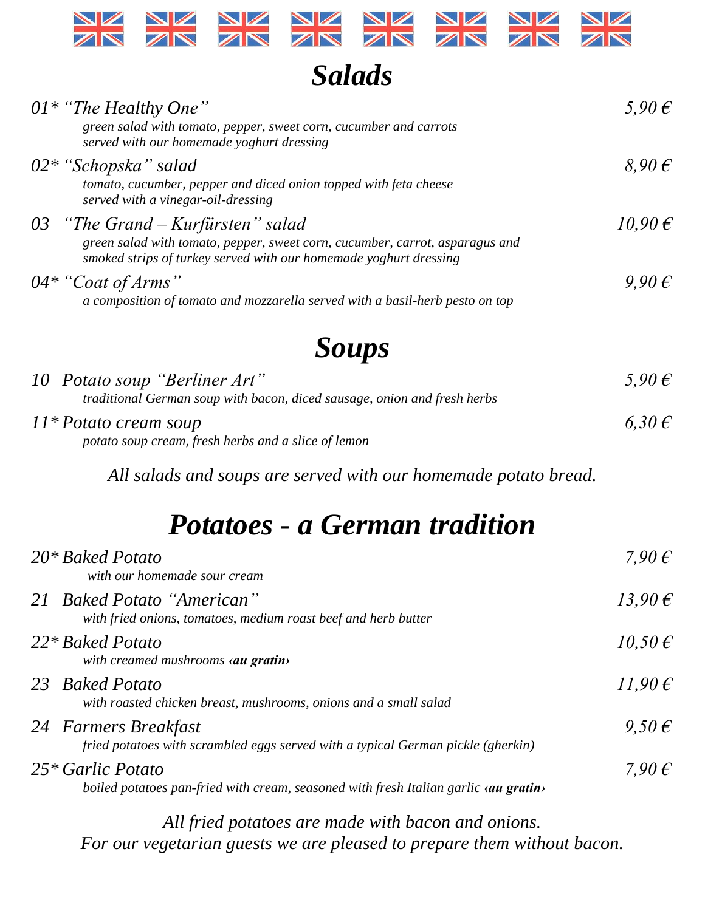# *Salads*

*01\* "The Healthy One"* — *5,90 €*
*green salad with tomato, pepper, sweet corn, cucumber and carrots served with our homemade yoghurt dressing*

*02\* "Schopska" salad* — *8,90 €*
*tomato, cucumber, pepper and diced onion topped with feta cheese served with a vinegar-oil-dressing*

*03 "The Grand – Kurfürsten" salad* — *10,90 €*
*green salad with tomato, pepper, sweet corn, cucumber, carrot, asparagus and smoked strips of turkey served with our homemade yoghurt dressing*

*04\* "Coat of Arms"* — *9,90 €*
*a composition of tomato and mozzarella served with a basil-herb pesto on top*

# *Soups*

*10 Potato soup "Berliner Art"* — *5,90 €*
*traditional German soup with bacon, diced sausage, onion and fresh herbs*

*11\* Potato cream soup* — *6,30 €*
*potato soup cream, fresh herbs and a slice of lemon*

*All salads and soups are served with our homemade potato bread.*

# *Potatoes - a German tradition*

*20\* Baked Potato* — *7,90 €*
*with our homemade sour cream*

*21 Baked Potato "American"* — *13,90 €*
*with fried onions, tomatoes, medium roast beef and herb butter*

*22\* Baked Potato* — *10,50 €*
*with creamed mushrooms ‹**au gratin**›*

*23 Baked Potato* — *11,90 €*
*with roasted chicken breast, mushrooms, onions and a small salad*

*24 Farmers Breakfast* — *9,50 €*
*fried potatoes with scrambled eggs served with a typical German pickle (gherkin)*

*25\* Garlic Potato* — *7,90 €*
*boiled potatoes pan-fried with cream, seasoned with fresh Italian garlic ‹**au gratin**›*

*All fried potatoes are made with bacon and onions.*
*For our vegetarian guests we are pleased to prepare them without bacon.*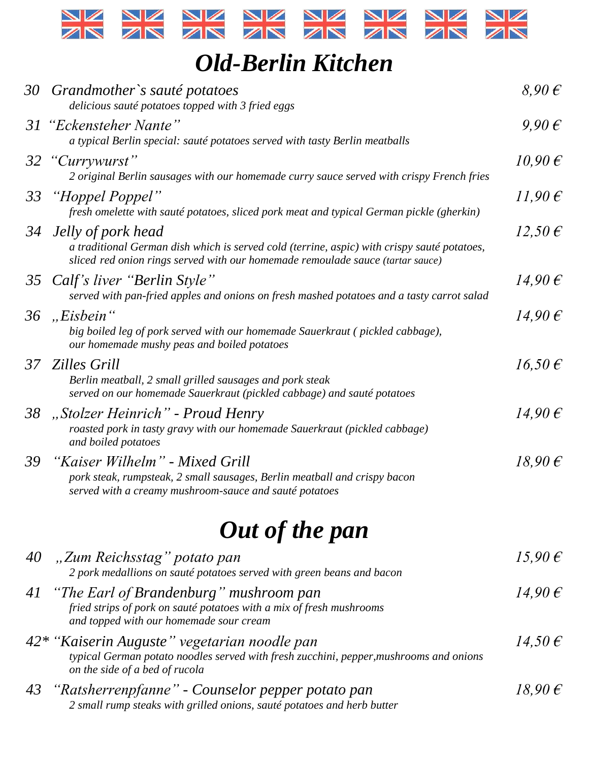# Old-Berlin Kitchen

*30 Grandmother`s sauté potatoes* — *8,90 €*
*delicious sauté potatoes topped with 3 fried eggs*

*31 “Eckensteher Nante”* — *9,90 €*
*a typical Berlin special: sauté potatoes served with tasty Berlin meatballs*

*32 “Currywurst”* — *10,90 €*
*2 original Berlin sausages with our homemade curry sauce served with crispy French fries*

*33 “Hoppel Poppel”* — *11,90 €*
*fresh omelette with sauté potatoes, sliced pork meat and typical German pickle (gherkin)*

*34 Jelly of pork head* — *12,50 €*
*a traditional German dish which is served cold (terrine, aspic) with crispy sauté potatoes, sliced red onion rings served with our homemade remoulade sauce (tartar sauce)*

*35 Calf’s liver “Berlin Style”* — *14,90 €*
*served with pan-fried apples and onions on fresh mashed potatoes and a tasty carrot salad*

*36 „Eisbein“* — *14,90 €*
*big boiled leg of pork served with our homemade Sauerkraut ( pickled cabbage), our homemade mushy peas and boiled potatoes*

*37 Zilles Grill* — *16,50 €*
*Berlin meatball, 2 small grilled sausages and pork steak served on our homemade Sauerkraut (pickled cabbage) and sauté potatoes*

*38 „Stolzer Heinrich” - Proud Henry* — *14,90 €*
*roasted pork in tasty gravy with our homemade Sauerkraut (pickled cabbage) and boiled potatoes*

*39 “Kaiser Wilhelm” - Mixed Grill* — *18,90 €*
*pork steak, rumpsteak, 2 small sausages, Berlin meatball and crispy bacon served with a creamy mushroom-sauce and sauté potatoes*

# Out of the pan

*40 „Zum Reichsstag” potato pan* — *15,90 €*
*2 pork medallions on sauté potatoes served with green beans and bacon*

*41 “The Earl of Brandenburg” mushroom pan* — *14,90 €*
*fried strips of pork on sauté potatoes with a mix of fresh mushrooms and topped with our homemade sour cream*

*42* “Kaiserin Auguste” vegetarian noodle pan* — *14,50 €*
*typical German potato noodles served with fresh zucchini, pepper,mushrooms and onions on the side of a bed of rucola*

*43 “Ratsherrenpfanne” - Counselor pepper potato pan* — *18,90 €*
*2 small rump steaks with grilled onions, sauté potatoes and herb butter*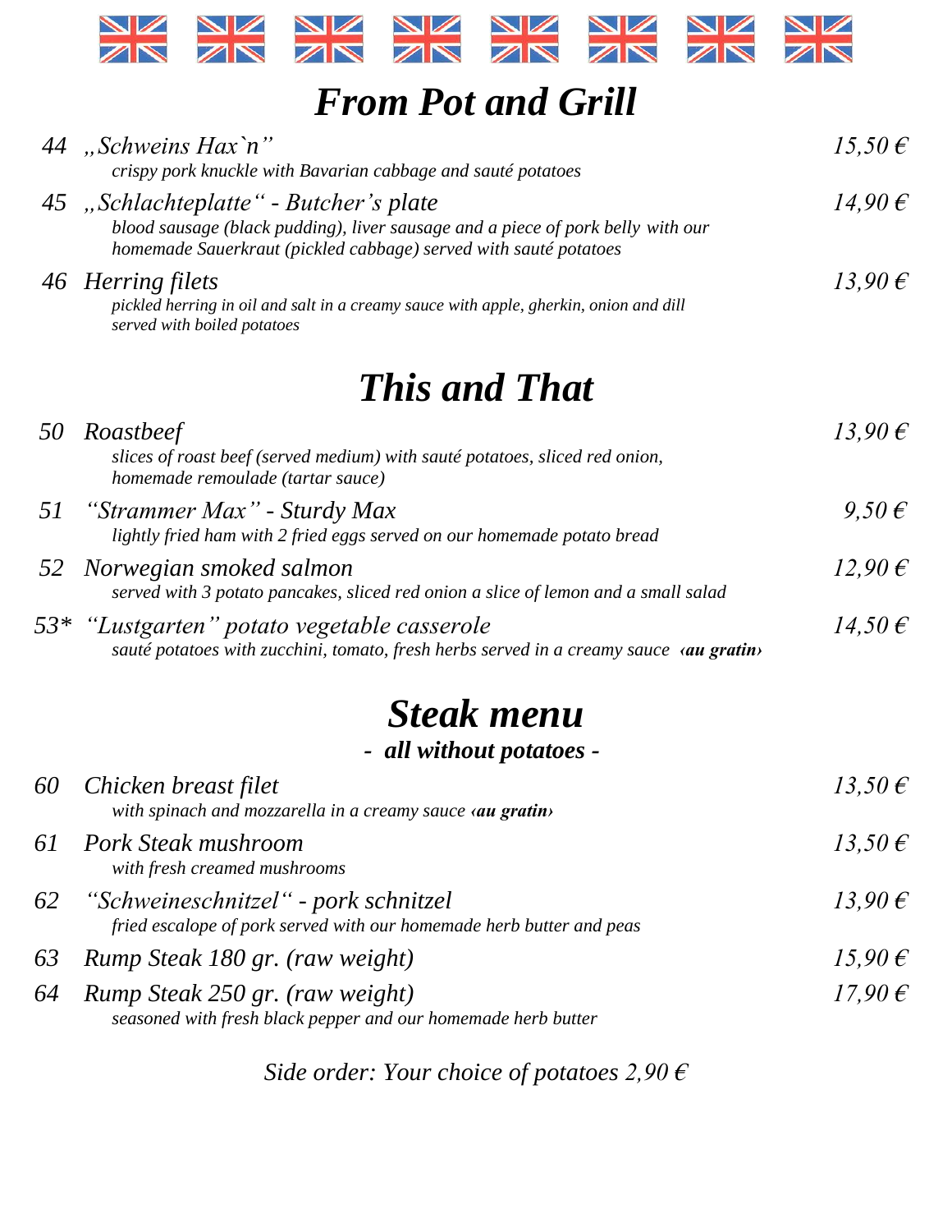# *From Pot and Grill*

| | | |
|---|---|---|
| 44 | *„Schweins Hax`n"*<br>*crispy pork knuckle with Bavarian cabbage and sauté potatoes* | *15,50 €* |
| 45 | *„Schlachteplatte" - Butcher's plate*<br>*blood sausage (black pudding), liver sausage and a piece of pork belly with our homemade Sauerkraut (pickled cabbage) served with sauté potatoes* | *14,90 €* |
| 46 | *Herring filets*<br>*pickled herring in oil and salt in a creamy sauce with apple, gherkin, onion and dill served with boiled potatoes* | *13,90 €* |

# *This and That*

| | | |
|---|---|---|
| 50 | *Roastbeef*<br>*slices of roast beef (served medium) with sauté potatoes, sliced red onion, homemade remoulade (tartar sauce)* | *13,90 €* |
| 51 | *"Strammer Max" - Sturdy Max*<br>*lightly fried ham with 2 fried eggs served on our homemade potato bread* | *9,50 €* |
| 52 | *Norwegian smoked salmon*<br>*served with 3 potato pancakes, sliced red onion a slice of lemon and a small salad* | *12,90 €* |
| 53* | *"Lustgarten" potato vegetable casserole*<br>*sauté potatoes with zucchini, tomato, fresh herbs served in a creamy sauce* ***‹au gratin›*** | *14,50 €* |

# *Steak menu*

***- all without potatoes -***

| | | |
|---|---|---|
| 60 | *Chicken breast filet*<br>*with spinach and mozzarella in a creamy sauce* ***‹au gratin›*** | *13,50 €* |
| 61 | *Pork Steak mushroom*<br>*with fresh creamed mushrooms* | *13,50 €* |
| 62 | *"Schweineschnitzel" - pork schnitzel*<br>*fried escalope of pork served with our homemade herb butter and peas* | *13,90 €* |
| 63 | *Rump Steak 180 gr. (raw weight)* | *15,90 €* |
| 64 | *Rump Steak 250 gr. (raw weight)*<br>*seasoned with fresh black pepper and our homemade herb butter* | *17,90 €* |

*Side order: Your choice of potatoes 2,90 €*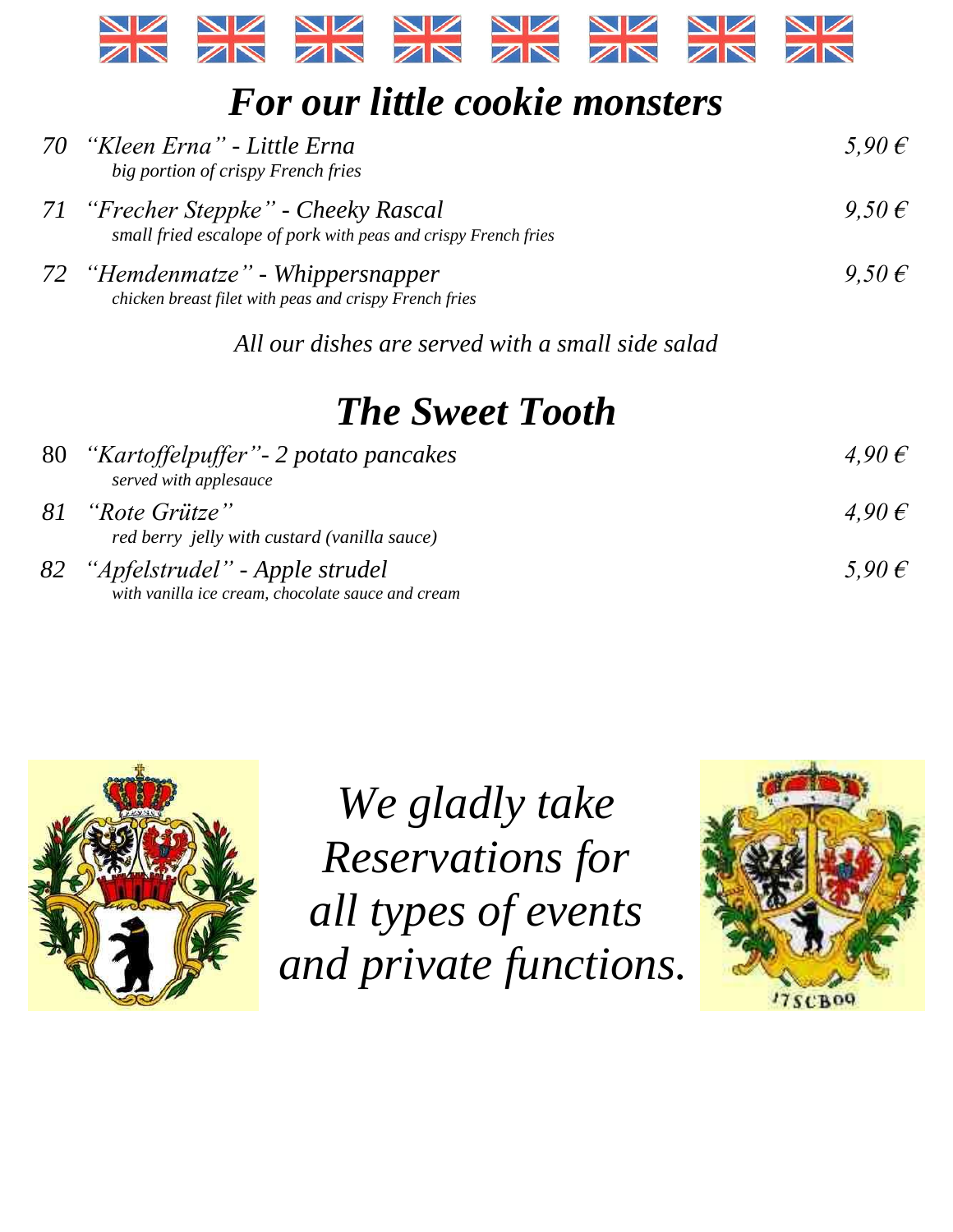# *For our little cookie monsters*

*70 “Kleen Erna” - Little Erna* — *5,90 €*
*big portion of crispy French fries*

*71 “Frecher Steppke” - Cheeky Rascal* — *9,50 €*
*small fried escalope of pork with peas and crispy French fries*

*72 “Hemdenmatze” - Whippersnapper* — *9,50 €*
*chicken breast filet with peas and crispy French fries*

*All our dishes are served with a small side salad*

# *The Sweet Tooth*

80 *“Kartoffelpuffer”- 2 potato pancakes* — *4,90 €*
*served with applesauce*

*81 “Rote Grütze”* — *4,90 €*
*red berry jelly with custard (vanilla sauce)*

*82 “Apfelstrudel” - Apple strudel* — *5,90 €*
*with vanilla ice cream, chocolate sauce and cream*

*We gladly take Reservations for all types of events and private functions.*